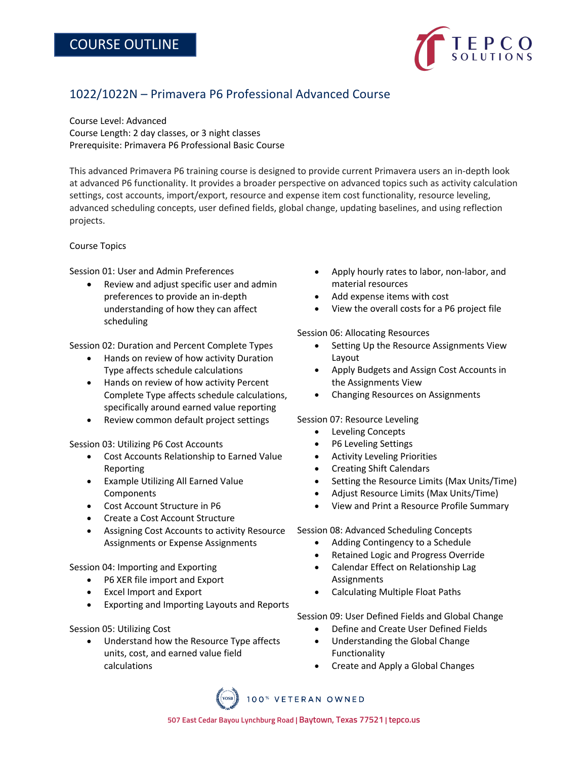# COURSE OUTLINE

## 1022/1022N – Primavera P6 Professional Advanced Course

Course Level: Advanced
Course Length: 2 day classes, or 3 night classes
Prerequisite: Primavera P6 Professional Basic Course

This advanced Primavera P6 training course is designed to provide current Primavera users an in-depth look at advanced P6 functionality. It provides a broader perspective on advanced topics such as activity calculation settings, cost accounts, import/export, resource and expense item cost functionality, resource leveling, advanced scheduling concepts, user defined fields, global change, updating baselines, and using reflection projects.

Course Topics

Session 01: User and Admin Preferences

- Review and adjust specific user and admin preferences to provide an in-depth understanding of how they can affect scheduling

Session 02: Duration and Percent Complete Types

- Hands on review of how activity Duration Type affects schedule calculations
- Hands on review of how activity Percent Complete Type affects schedule calculations, specifically around earned value reporting
- Review common default project settings

Session 03: Utilizing P6 Cost Accounts

- Cost Accounts Relationship to Earned Value Reporting
- Example Utilizing All Earned Value Components
- Cost Account Structure in P6
- Create a Cost Account Structure
- Assigning Cost Accounts to activity Resource Assignments or Expense Assignments

Session 04: Importing and Exporting

- P6 XER file import and Export
- Excel Import and Export
- Exporting and Importing Layouts and Reports

Session 05: Utilizing Cost

- Understand how the Resource Type affects units, cost, and earned value field calculations
- Apply hourly rates to labor, non-labor, and material resources
- Add expense items with cost
- View the overall costs for a P6 project file

Session 06: Allocating Resources

- Setting Up the Resource Assignments View Layout
- Apply Budgets and Assign Cost Accounts in the Assignments View
- Changing Resources on Assignments

Session 07: Resource Leveling

- Leveling Concepts
- P6 Leveling Settings
- Activity Leveling Priorities
- Creating Shift Calendars
- Setting the Resource Limits (Max Units/Time)
- Adjust Resource Limits (Max Units/Time)
- View and Print a Resource Profile Summary

Session 08: Advanced Scheduling Concepts

- Adding Contingency to a Schedule
- Retained Logic and Progress Override
- Calendar Effect on Relationship Lag Assignments
- Calculating Multiple Float Paths

Session 09: User Defined Fields and Global Change

- Define and Create User Defined Fields
- Understanding the Global Change Functionality
- Create and Apply a Global Changes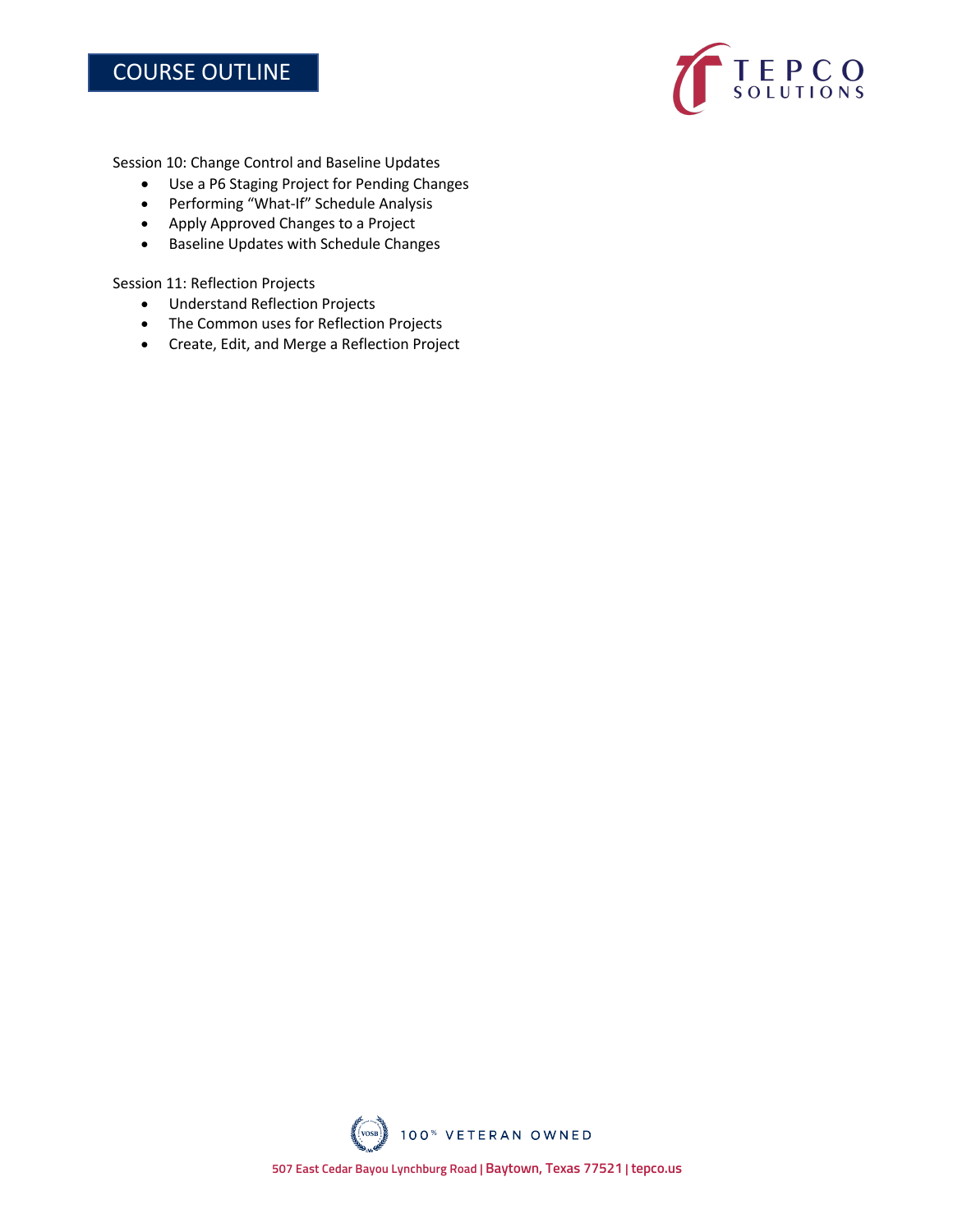Session 10: Change Control and Baseline Updates

- Use a P6 Staging Project for Pending Changes
- Performing "What-If" Schedule Analysis
- Apply Approved Changes to a Project
- Baseline Updates with Schedule Changes

Session 11: Reflection Projects

- Understand Reflection Projects
- The Common uses for Reflection Projects
- Create, Edit, and Merge a Reflection Project